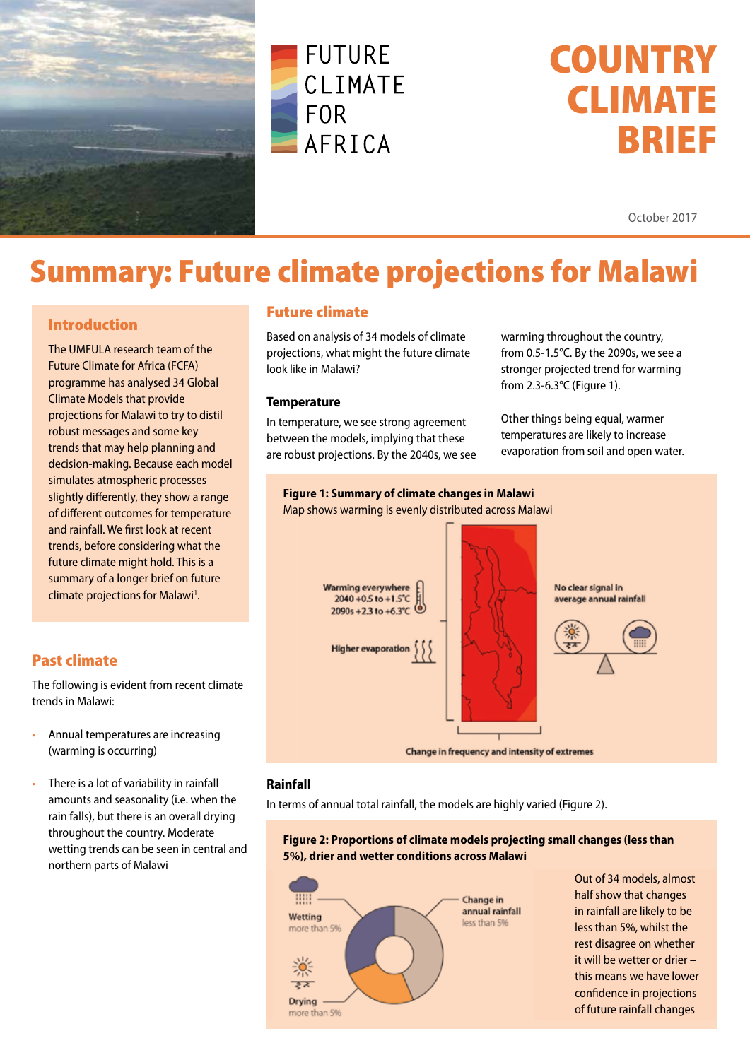# COUNTRY CLIMATE BRIEF

FUTURE CLIMATE FOR AFRICA

October 2017

# Summary: Future climate projections for Malawi

## Introduction

The UMFULA research team of the Future Climate for Africa (FCFA) programme has analysed 34 Global Climate Models that provide projections for Malawi to try to distil robust messages and some key trends that may help planning and decision-making. Because each model simulates atmospheric processes slightly differently, they show a range of different outcomes for temperature and rainfall. We first look at recent trends, before considering what the future climate might hold. This is a summary of a longer brief on future climate projections for Malawi[1].

## Past climate

The following is evident from recent climate trends in Malawi:

- Annual temperatures are increasing (warming is occurring)
- There is a lot of variability in rainfall amounts and seasonality (i.e. when the rain falls), but there is an overall drying throughout the country. Moderate wetting trends can be seen in central and northern parts of Malawi

## Future climate

Based on analysis of 34 models of climate projections, what might the future climate look like in Malawi?

### Temperature

In temperature, we see strong agreement between the models, implying that these are robust projections. By the 2040s, we see warming throughout the country, from 0.5-1.5°C. By the 2090s, we see a stronger projected trend for warming from 2.3-6.3°C (Figure 1).

Other things being equal, warmer temperatures are likely to increase evaporation from soil and open water.

**Figure 1: Summary of climate changes in Malawi**

Map shows warming is evenly distributed across Malawi

Warming everywhere
2040 +0.5 to +1.5°C
2090s +2.3 to +6.3°C

Higher evaporation

No clear signal in average annual rainfall

Change in frequency and intensity of extremes

### Rainfall

In terms of annual total rainfall, the models are highly varied (Figure 2).

**Figure 2: Proportions of climate models projecting small changes (less than 5%), drier and wetter conditions across Malawi**

Wetting more than 5%

Drying more than 5%

Change in annual rainfall less than 5%

Out of 34 models, almost half show that changes in rainfall are likely to be less than 5%, whilst the rest disagree on whether it will be wetter or drier – this means we have lower confidence in projections of future rainfall changes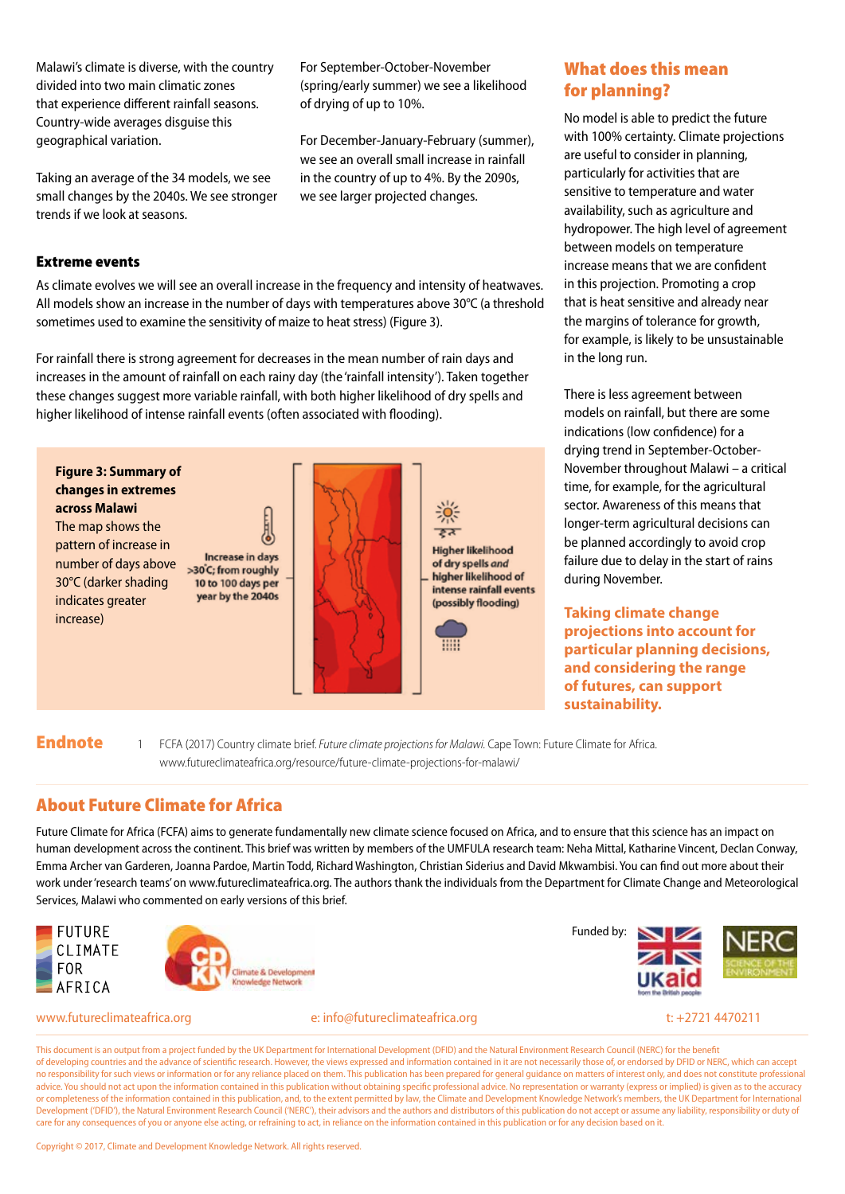Malawi's climate is diverse, with the country divided into two main climatic zones that experience different rainfall seasons. Country-wide averages disguise this geographical variation.

Taking an average of the 34 models, we see small changes by the 2040s. We see stronger trends if we look at seasons.

For September-October-November (spring/early summer) we see a likelihood of drying of up to 10%.

For December-January-February (summer), we see an overall small increase in rainfall in the country of up to 4%. By the 2090s, we see larger projected changes.

## Extreme events

As climate evolves we will see an overall increase in the frequency and intensity of heatwaves. All models show an increase in the number of days with temperatures above 30°C (a threshold sometimes used to examine the sensitivity of maize to heat stress) (Figure 3).

For rainfall there is strong agreement for decreases in the mean number of rain days and increases in the amount of rainfall on each rainy day (the 'rainfall intensity'). Taken together these changes suggest more variable rainfall, with both higher likelihood of dry spells and higher likelihood of intense rainfall events (often associated with flooding).

**Figure 3: Summary of changes in extremes across Malawi**
The map shows the pattern of increase in number of days above 30°C (darker shading indicates greater increase)

Increase in days >30°C; from roughly 10 to 100 days per year by the 2040s

Higher likelihood of dry spells *and* higher likelihood of intense rainfall events (possibly flooding)

## What does this mean for planning?

No model is able to predict the future with 100% certainty. Climate projections are useful to consider in planning, particularly for activities that are sensitive to temperature and water availability, such as agriculture and hydropower. The high level of agreement between models on temperature increase means that we are confident in this projection. Promoting a crop that is heat sensitive and already near the margins of tolerance for growth, for example, is likely to be unsustainable in the long run.

There is less agreement between models on rainfall, but there are some indications (low confidence) for a drying trend in September-October-November throughout Malawi – a critical time, for example, for the agricultural sector. Awareness of this means that longer-term agricultural decisions can be planned accordingly to avoid crop failure due to delay in the start of rains during November.

**Taking climate change projections into account for particular planning decisions, and considering the range of futures, can support sustainability.**

## Endnote

1 FCFA (2017) Country climate brief. *Future climate projections for Malawi.* Cape Town: Future Climate for Africa. www.futureclimateafrica.org/resource/future-climate-projections-for-malawi/

## About Future Climate for Africa

Future Climate for Africa (FCFA) aims to generate fundamentally new climate science focused on Africa, and to ensure that this science has an impact on human development across the continent. This brief was written by members of the UMFULA research team: Neha Mittal, Katharine Vincent, Declan Conway, Emma Archer van Garderen, Joanna Pardoe, Martin Todd, Richard Washington, Christian Siderius and David Mkwambisi. You can find out more about their work under 'research teams' on www.futureclimateafrica.org. The authors thank the individuals from the Department for Climate Change and Meteorological Services, Malawi who commented on early versions of this brief.

FUTURE CLIMATE FOR AFRICA

CDKN Climate & Development Knowledge Network

Funded by: UKaid from the British people; NERC SCIENCE OF THE ENVIRONMENT

www.futureclimateafrica.org e: info@futureclimateafrica.org t: +2721 4470211

This document is an output from a project funded by the UK Department for International Development (DFID) and the Natural Environment Research Council (NERC) for the benefit of developing countries and the advance of scientific research. However, the views expressed and information contained in it are not necessarily those of, or endorsed by DFID or NERC, which can accept no responsibility for such views or information or for any reliance placed on them. This publication has been prepared for general guidance on matters of interest only, and does not constitute professional advice. You should not act upon the information contained in this publication without obtaining specific professional advice. No representation or warranty (express or implied) is given as to the accuracy or completeness of the information contained in this publication, and, to the extent permitted by law, the Climate and Development Knowledge Network's members, the UK Department for International Development ('DFID'), the Natural Environment Research Council ('NERC'), their advisors and the authors and distributors of this publication do not accept or assume any liability, responsibility or duty of care for any consequences of you or anyone else acting, or refraining to act, in reliance on the information contained in this publication or for any decision based on it.

Copyright © 2017, Climate and Development Knowledge Network. All rights reserved.